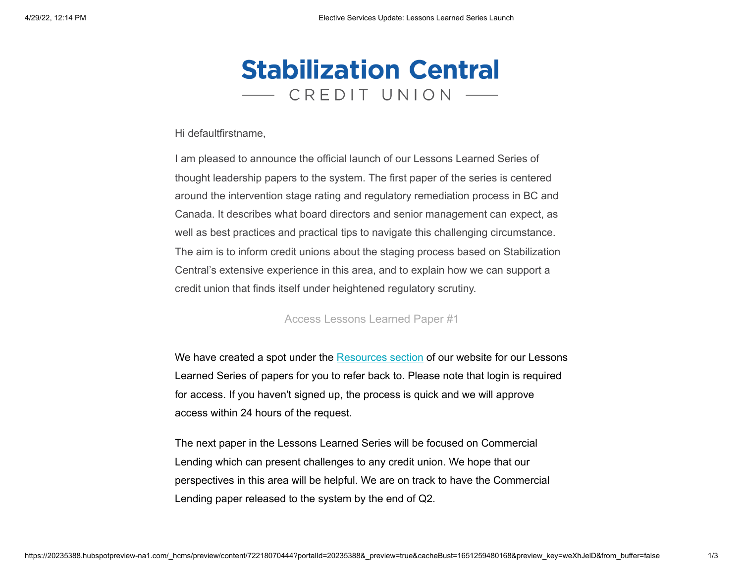# Stabilization Central

CREDIT UNION

Hi defaultfirstname,

I am pleased to announce the official launch of our Lessons Learned Series of thought leadership papers to the system. The first paper of the series is centered around the intervention stage rating and regulatory remediation process in BC and Canada. It describes what board directors and senior management can expect, as well as best practices and practical tips to navigate this challenging circumstance. The aim is to inform credit unions about the staging process based on Stabilization Central's extensive experience in this area, and to explain how we can support a credit union that finds itself under heightened regulatory scrutiny.

Access Lessons Learned Paper #1

We have created a spot under the Resources section of our website for our Lessons Learned Series of papers for you to refer back to. Please note that login is required for access. If you haven't signed up, the process is quick and we will approve access within 24 hours of the request.

The next paper in the Lessons Learned Series will be focused on Commercial Lending which can present challenges to any credit union. We hope that our perspectives in this area will be helpful. We are on track to have the Commercial Lending paper released to the system by the end of Q2.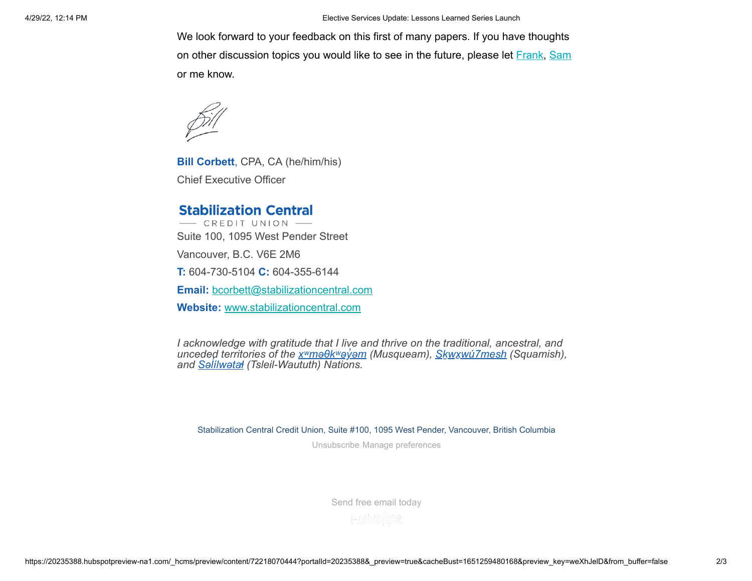We look forward to your feedback on this first of many papers. If you have thoughts on other discussion topics you would like to see in the future, please let Frank, Sam or me know.

**Bill Corbett**, CPA, CA (he/him/his)
Chief Executive Officer

**Stabilization Central**
CREDIT UNION

Suite 100, 1095 West Pender Street

Vancouver, B.C. V6E 2M6

**T:** 604-730-5104 **C:** 604-355-6144

**Email:** bcorbett@stabilizationcentral.com

**Website:** www.stabilizationcentral.com

*I acknowledge with gratitude that I live and thrive on the traditional, ancestral, and unceded territories of the xʷməθkʷəy̓əm (Musqueam), Sḵwx̱wú7mesh (Squamish), and Səl̓ílwətaɬ (Tsleil-Waututh) Nations.*

Stabilization Central Credit Union, Suite #100, 1095 West Pender, Vancouver, British Columbia

Unsubscribe Manage preferences

Send free email today

HubSpot